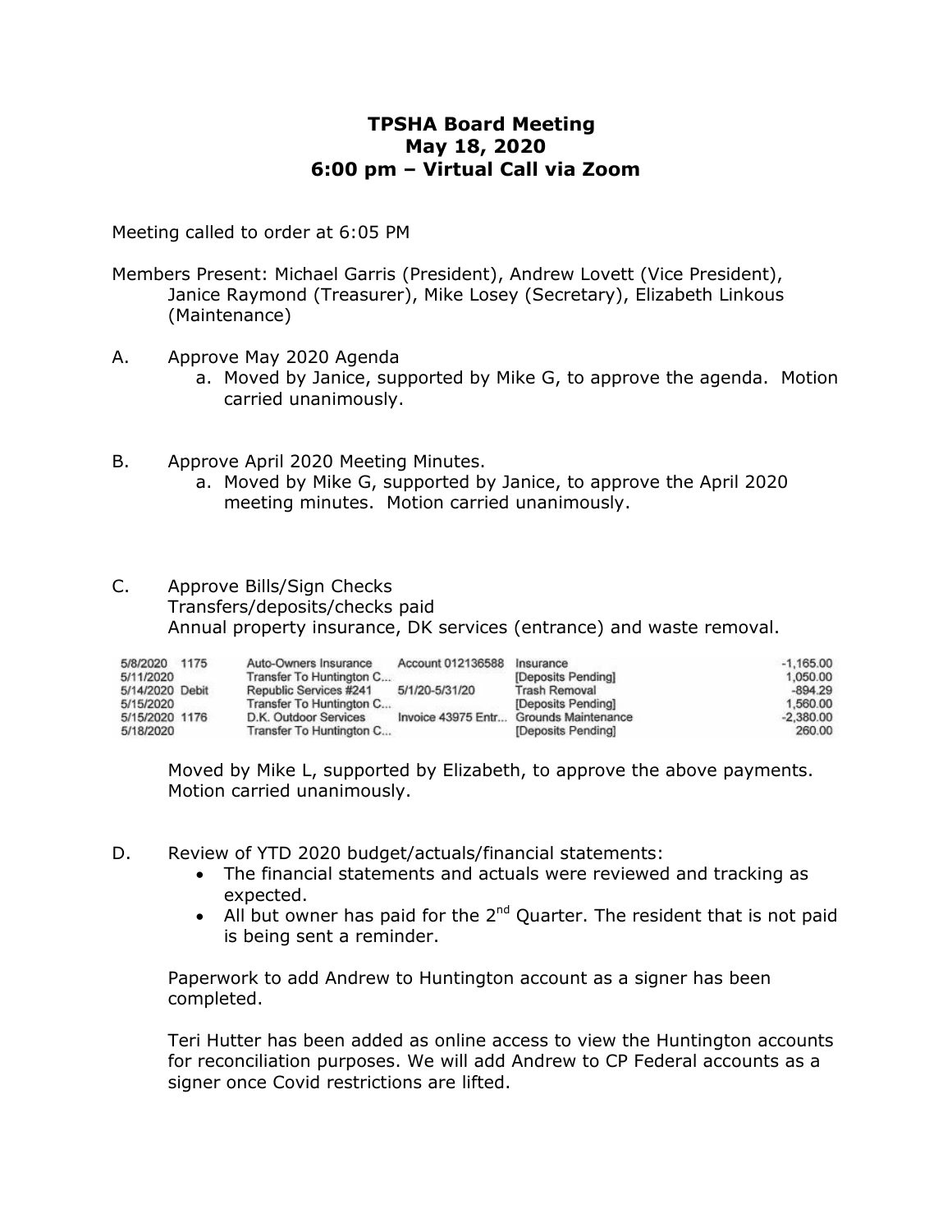# TPSHA Board Meeting
## May 18, 2020
## 6:00 pm – Virtual Call via Zoom

Meeting called to order at 6:05 PM

Members Present: Michael Garris (President), Andrew Lovett (Vice President), Janice Raymond (Treasurer), Mike Losey (Secretary), Elizabeth Linkous (Maintenance)

A. Approve May 2020 Agenda
   a. Moved by Janice, supported by Mike G, to approve the agenda. Motion carried unanimously.

B. Approve April 2020 Meeting Minutes.
   a. Moved by Mike G, supported by Janice, to approve the April 2020 meeting minutes. Motion carried unanimously.

C. Approve Bills/Sign Checks
   Transfers/deposits/checks paid
   Annual property insurance, DK services (entrance) and waste removal.

| Date | Num | Payee | Memo | Category | Amount |
|---|---|---|---|---|---|
| 5/8/2020 | 1175 | Auto-Owners Insurance | Account 012136588 | Insurance | -1,165.00 |
| 5/11/2020 | | Transfer To Huntington C... | | [Deposits Pending] | 1,050.00 |
| 5/14/2020 | Debit | Republic Services #241 | 5/1/20-5/31/20 | Trash Removal | -894.29 |
| 5/15/2020 | | Transfer To Huntington C... | | [Deposits Pending] | 1,560.00 |
| 5/15/2020 | 1176 | D.K. Outdoor Services | Invoice 43975 Entr... | Grounds Maintenance | -2,380.00 |
| 5/18/2020 | | Transfer To Huntington C... | | [Deposits Pending] | 260.00 |

   Moved by Mike L, supported by Elizabeth, to approve the above payments. Motion carried unanimously.

D. Review of YTD 2020 budget/actuals/financial statements:
   - The financial statements and actuals were reviewed and tracking as expected.
   - All but owner has paid for the 2nd Quarter. The resident that is not paid is being sent a reminder.

   Paperwork to add Andrew to Huntington account as a signer has been completed.

   Teri Hutter has been added as online access to view the Huntington accounts for reconciliation purposes. We will add Andrew to CP Federal accounts as a signer once Covid restrictions are lifted.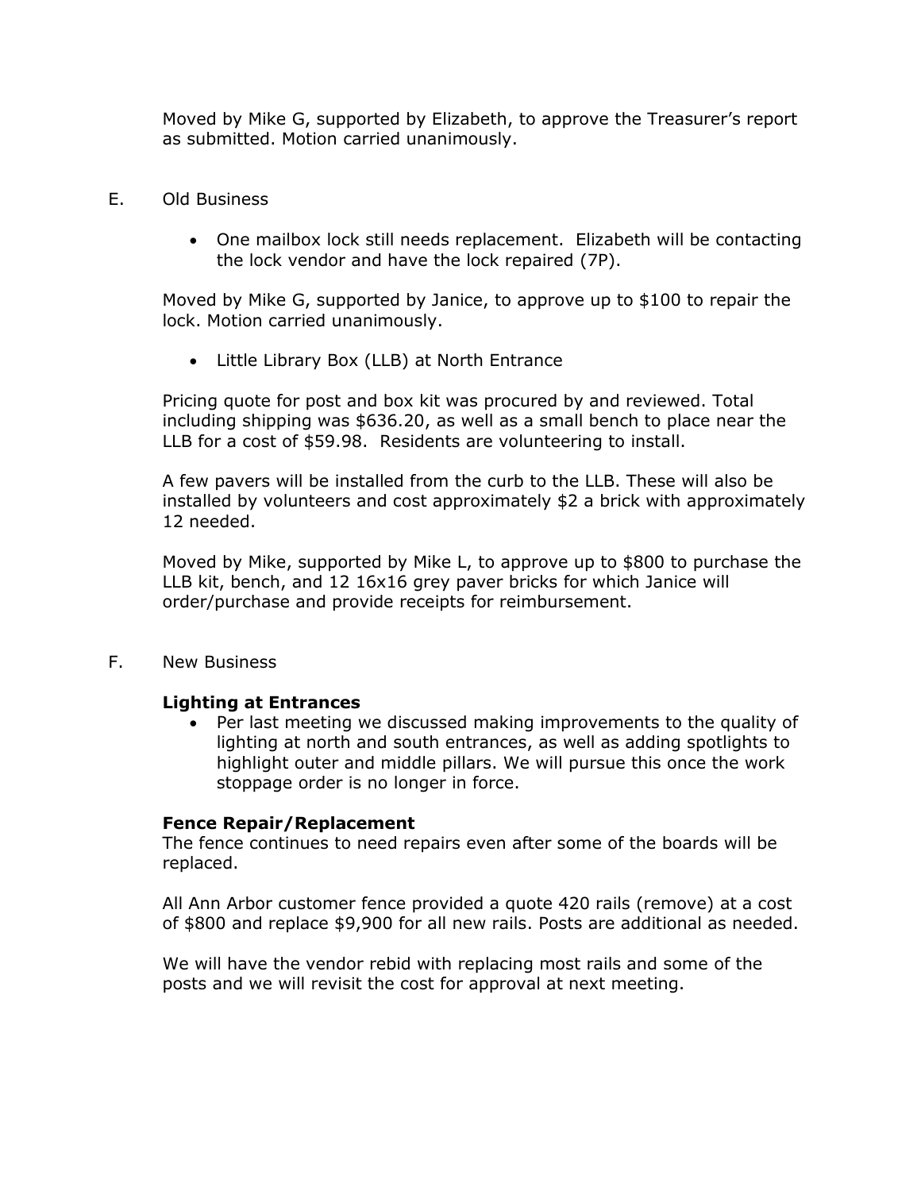Moved by Mike G, supported by Elizabeth, to approve the Treasurer's report as submitted. Motion carried unanimously.

E. Old Business

- One mailbox lock still needs replacement. Elizabeth will be contacting the lock vendor and have the lock repaired (7P).

Moved by Mike G, supported by Janice, to approve up to $100 to repair the lock. Motion carried unanimously.

- Little Library Box (LLB) at North Entrance

Pricing quote for post and box kit was procured by and reviewed. Total including shipping was $636.20, as well as a small bench to place near the LLB for a cost of $59.98. Residents are volunteering to install.

A few pavers will be installed from the curb to the LLB. These will also be installed by volunteers and cost approximately $2 a brick with approximately 12 needed.

Moved by Mike, supported by Mike L, to approve up to $800 to purchase the LLB kit, bench, and 12 16x16 grey paver bricks for which Janice will order/purchase and provide receipts for reimbursement.

F. New Business

**Lighting at Entrances**

- Per last meeting we discussed making improvements to the quality of lighting at north and south entrances, as well as adding spotlights to highlight outer and middle pillars. We will pursue this once the work stoppage order is no longer in force.

**Fence Repair/Replacement**

The fence continues to need repairs even after some of the boards will be replaced.

All Ann Arbor customer fence provided a quote 420 rails (remove) at a cost of $800 and replace $9,900 for all new rails. Posts are additional as needed.

We will have the vendor rebid with replacing most rails and some of the posts and we will revisit the cost for approval at next meeting.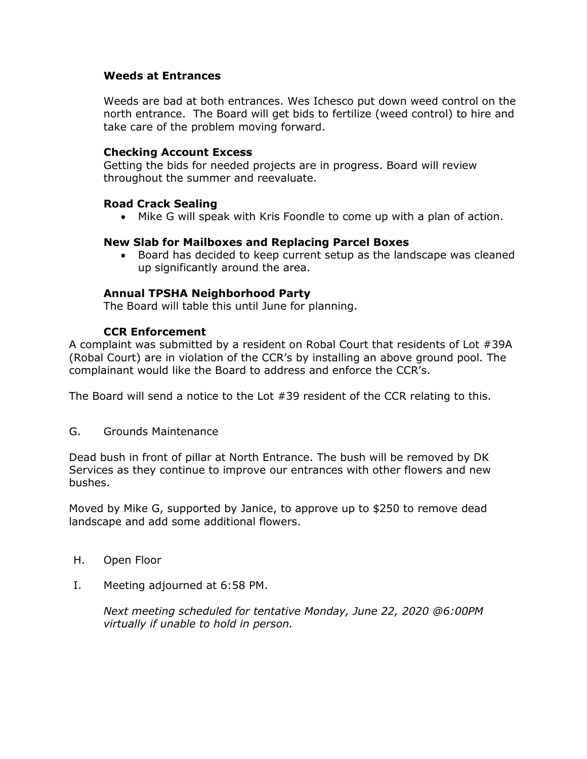**Weeds at Entrances**

Weeds are bad at both entrances. Wes Ichesco put down weed control on the north entrance. The Board will get bids to fertilize (weed control) to hire and take care of the problem moving forward.

**Checking Account Excess**

Getting the bids for needed projects are in progress. Board will review throughout the summer and reevaluate.

**Road Crack Sealing**

- Mike G will speak with Kris Foondle to come up with a plan of action.

**New Slab for Mailboxes and Replacing Parcel Boxes**

- Board has decided to keep current setup as the landscape was cleaned up significantly around the area.

**Annual TPSHA Neighborhood Party**

The Board will table this until June for planning.

**CCR Enforcement**

A complaint was submitted by a resident on Robal Court that residents of Lot #39A (Robal Court) are in violation of the CCR's by installing an above ground pool. The complainant would like the Board to address and enforce the CCR's.

The Board will send a notice to the Lot #39 resident of the CCR relating to this.

G. Grounds Maintenance

Dead bush in front of pillar at North Entrance. The bush will be removed by DK Services as they continue to improve our entrances with other flowers and new bushes.

Moved by Mike G, supported by Janice, to approve up to $250 to remove dead landscape and add some additional flowers.

H. Open Floor

I. Meeting adjourned at 6:58 PM.

*Next meeting scheduled for tentative Monday, June 22, 2020 @6:00PM virtually if unable to hold in person.*